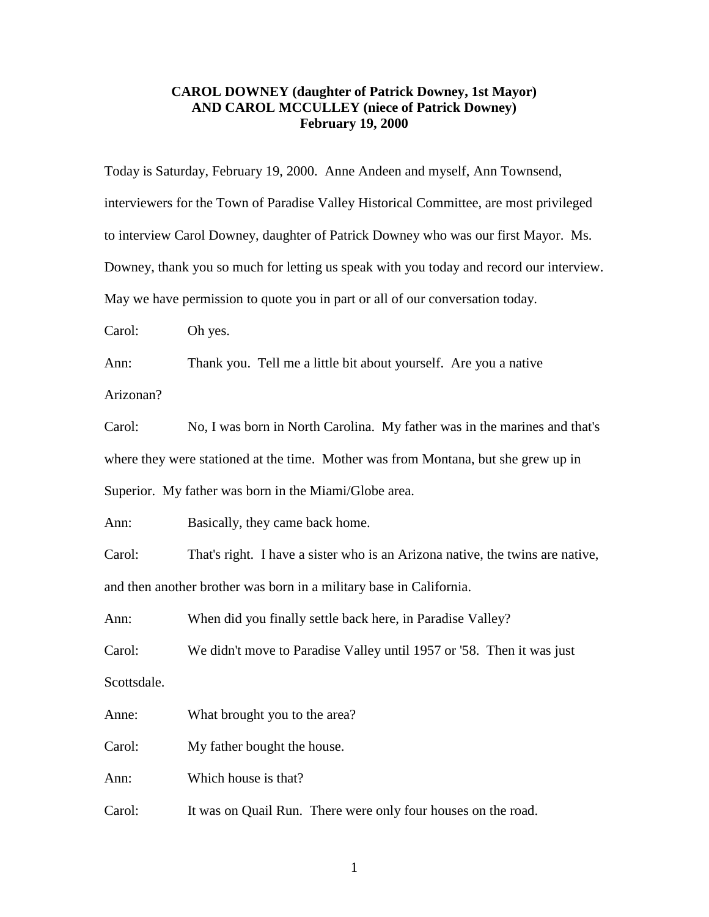**CAROL DOWNEY (daughter of Patrick Downey, 1st Mayor)**
**AND CAROL MCCULLEY (niece of Patrick Downey)**
**February 19, 2000**

Today is Saturday, February 19, 2000. Anne Andeen and myself, Ann Townsend, interviewers for the Town of Paradise Valley Historical Committee, are most privileged to interview Carol Downey, daughter of Patrick Downey who was our first Mayor. Ms. Downey, thank you so much for letting us speak with you today and record our interview. May we have permission to quote you in part or all of our conversation today.

Carol: Oh yes.

Ann: Thank you. Tell me a little bit about yourself. Are you a native Arizonan?

Carol: No, I was born in North Carolina. My father was in the marines and that's where they were stationed at the time. Mother was from Montana, but she grew up in Superior. My father was born in the Miami/Globe area.

Ann: Basically, they came back home.

Carol: That's right. I have a sister who is an Arizona native, the twins are native, and then another brother was born in a military base in California.

Ann: When did you finally settle back here, in Paradise Valley?

Carol: We didn't move to Paradise Valley until 1957 or '58. Then it was just Scottsdale.

Anne: What brought you to the area?

Carol: My father bought the house.

Ann: Which house is that?

Carol: It was on Quail Run. There were only four houses on the road.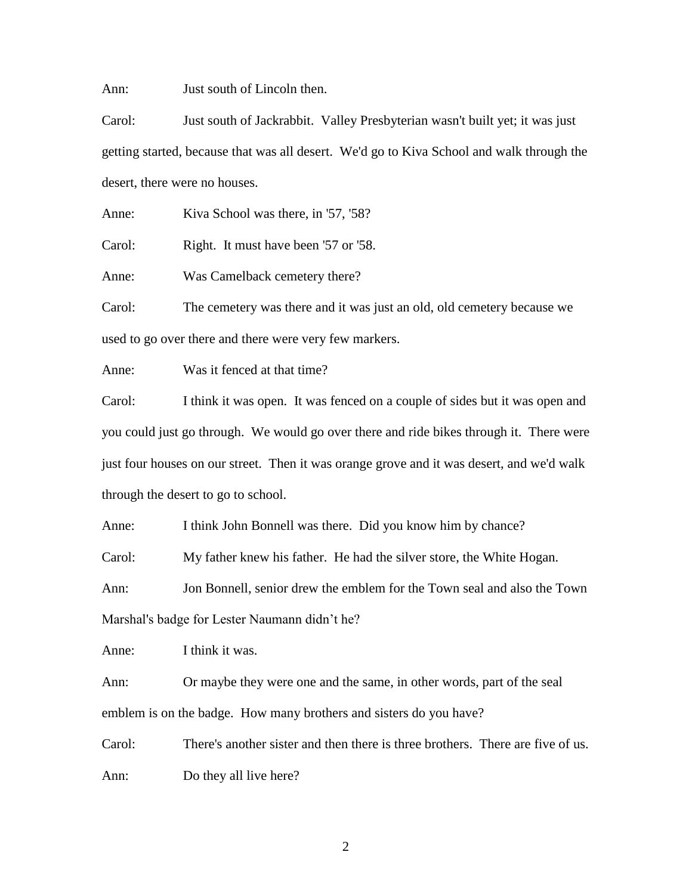Ann: Just south of Lincoln then.

Carol: Just south of Jackrabbit. Valley Presbyterian wasn't built yet; it was just getting started, because that was all desert. We'd go to Kiva School and walk through the desert, there were no houses.

Anne: Kiva School was there, in '57, '58?

Carol: Right. It must have been '57 or '58.

Anne: Was Camelback cemetery there?

Carol: The cemetery was there and it was just an old, old cemetery because we used to go over there and there were very few markers.

Anne: Was it fenced at that time?

Carol: I think it was open. It was fenced on a couple of sides but it was open and you could just go through. We would go over there and ride bikes through it. There were just four houses on our street. Then it was orange grove and it was desert, and we'd walk through the desert to go to school.

Anne: I think John Bonnell was there. Did you know him by chance?

Carol: My father knew his father. He had the silver store, the White Hogan.

Ann: Jon Bonnell, senior drew the emblem for the Town seal and also the Town Marshal's badge for Lester Naumann didn't he?

Anne: I think it was.

Ann: Or maybe they were one and the same, in other words, part of the seal emblem is on the badge. How many brothers and sisters do you have?

Carol: There's another sister and then there is three brothers. There are five of us.

Ann: Do they all live here?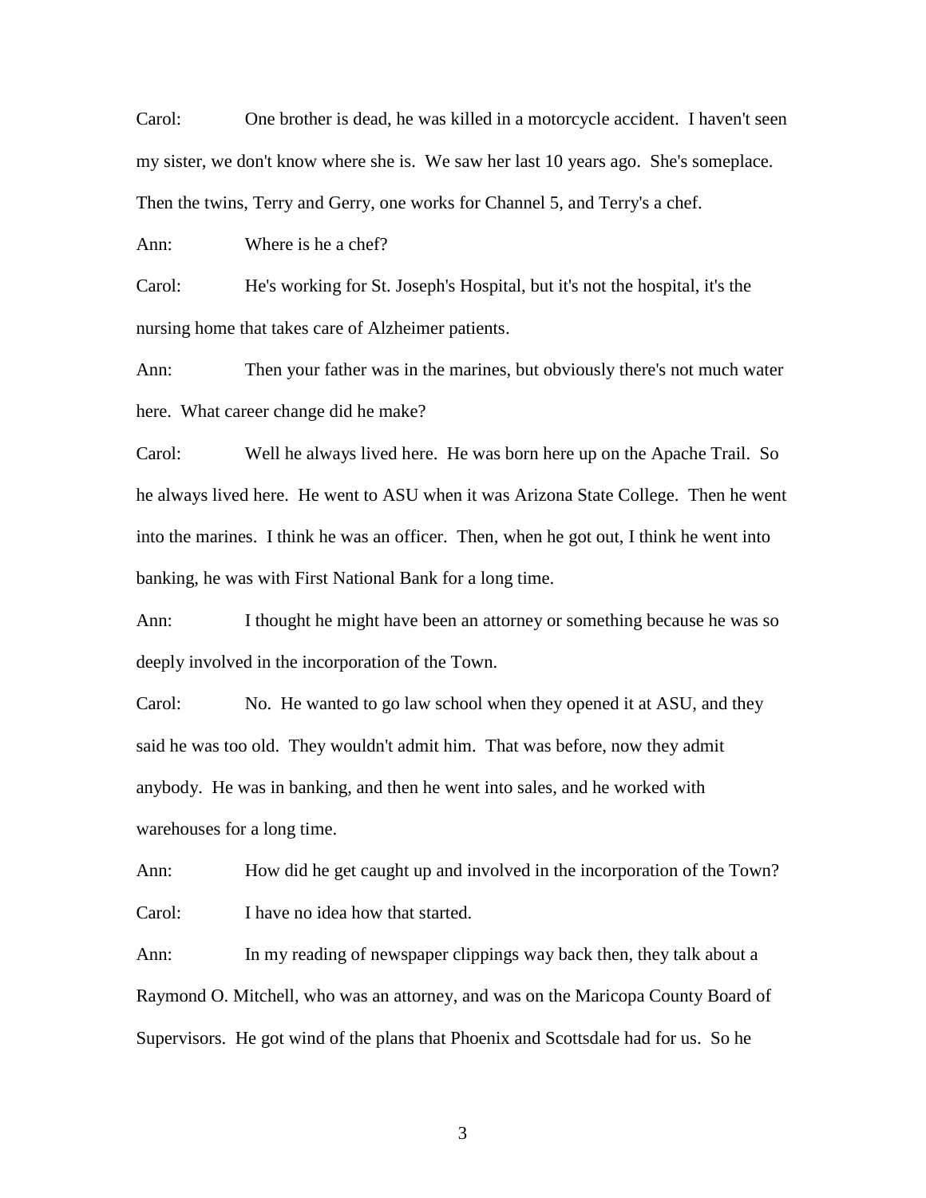Carol: One brother is dead, he was killed in a motorcycle accident. I haven't seen my sister, we don't know where she is. We saw her last 10 years ago. She's someplace. Then the twins, Terry and Gerry, one works for Channel 5, and Terry's a chef.

Ann: Where is he a chef?

Carol: He's working for St. Joseph's Hospital, but it's not the hospital, it's the nursing home that takes care of Alzheimer patients.

Ann: Then your father was in the marines, but obviously there's not much water here. What career change did he make?

Carol: Well he always lived here. He was born here up on the Apache Trail. So he always lived here. He went to ASU when it was Arizona State College. Then he went into the marines. I think he was an officer. Then, when he got out, I think he went into banking, he was with First National Bank for a long time.

Ann: I thought he might have been an attorney or something because he was so deeply involved in the incorporation of the Town.

Carol: No. He wanted to go law school when they opened it at ASU, and they said he was too old. They wouldn't admit him. That was before, now they admit anybody. He was in banking, and then he went into sales, and he worked with warehouses for a long time.

Ann: How did he get caught up and involved in the incorporation of the Town?

Carol: I have no idea how that started.

Ann: In my reading of newspaper clippings way back then, they talk about a Raymond O. Mitchell, who was an attorney, and was on the Maricopa County Board of Supervisors. He got wind of the plans that Phoenix and Scottsdale had for us. So he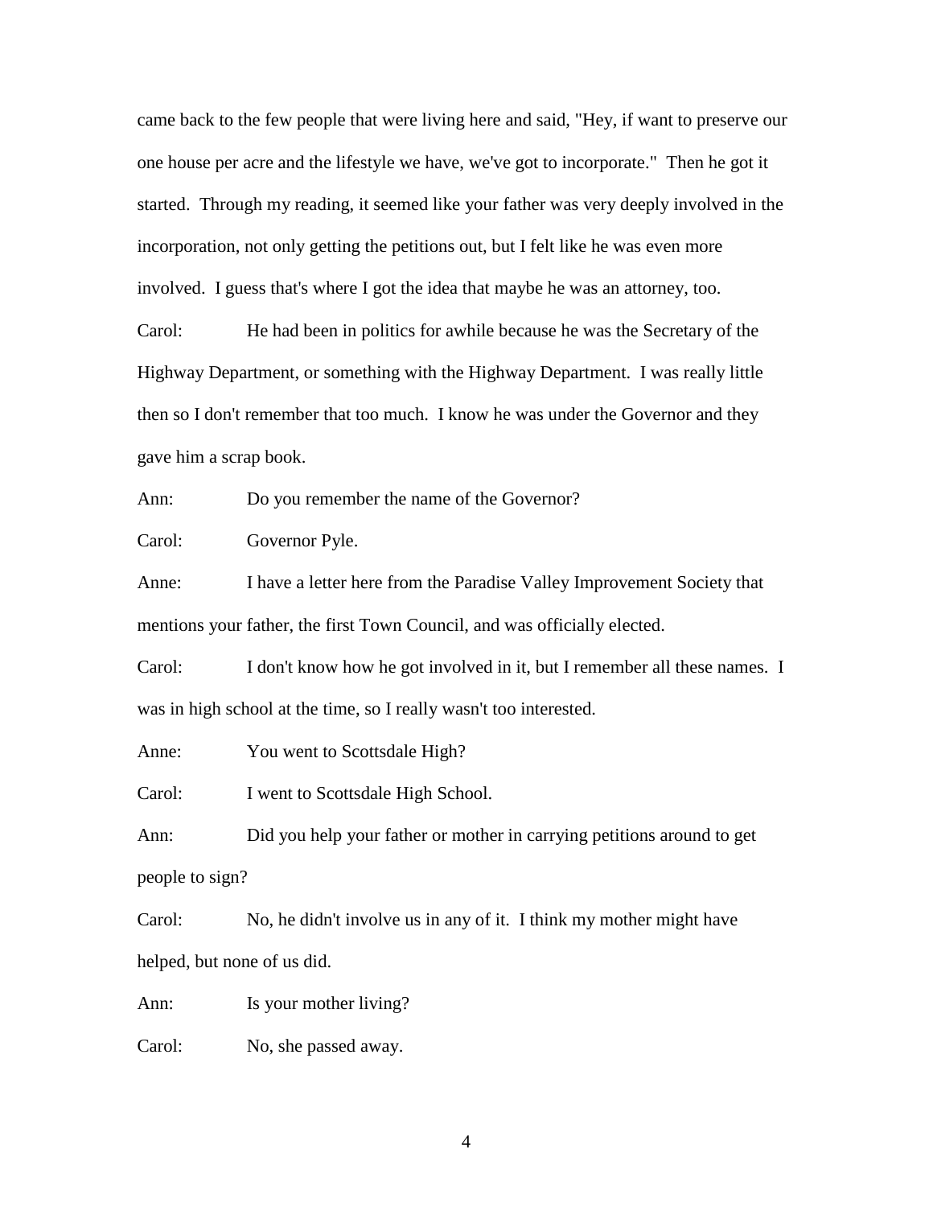came back to the few people that were living here and said, "Hey, if want to preserve our one house per acre and the lifestyle we have, we've got to incorporate." Then he got it started. Through my reading, it seemed like your father was very deeply involved in the incorporation, not only getting the petitions out, but I felt like he was even more involved. I guess that's where I got the idea that maybe he was an attorney, too.

Carol: He had been in politics for awhile because he was the Secretary of the Highway Department, or something with the Highway Department. I was really little then so I don't remember that too much. I know he was under the Governor and they gave him a scrap book.

Ann: Do you remember the name of the Governor?

Carol: Governor Pyle.

Anne: I have a letter here from the Paradise Valley Improvement Society that mentions your father, the first Town Council, and was officially elected.

Carol: I don't know how he got involved in it, but I remember all these names. I was in high school at the time, so I really wasn't too interested.

Anne: You went to Scottsdale High?

Carol: I went to Scottsdale High School.

Ann: Did you help your father or mother in carrying petitions around to get people to sign?

Carol: No, he didn't involve us in any of it. I think my mother might have helped, but none of us did.

Ann: Is your mother living?

Carol: No, she passed away.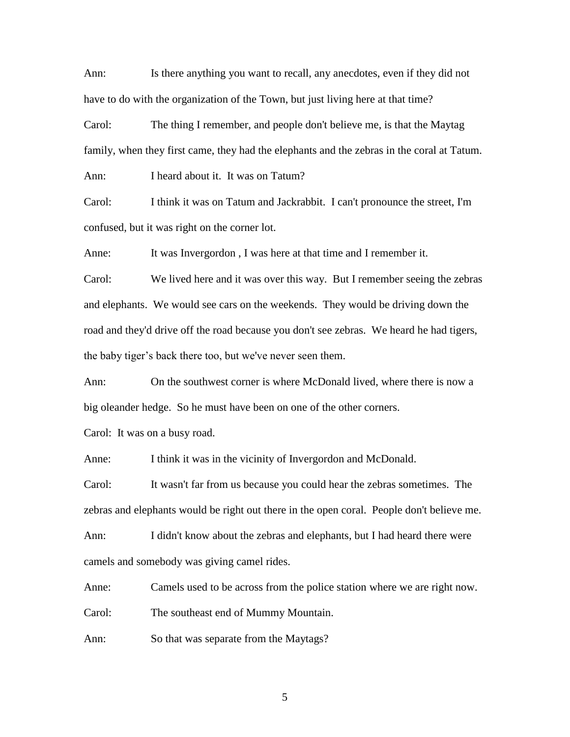Ann: Is there anything you want to recall, any anecdotes, even if they did not have to do with the organization of the Town, but just living here at that time?

Carol: The thing I remember, and people don't believe me, is that the Maytag family, when they first came, they had the elephants and the zebras in the coral at Tatum.

Ann: I heard about it. It was on Tatum?

Carol: I think it was on Tatum and Jackrabbit. I can't pronounce the street, I'm confused, but it was right on the corner lot.

Anne: It was Invergordon , I was here at that time and I remember it.

Carol: We lived here and it was over this way. But I remember seeing the zebras and elephants. We would see cars on the weekends. They would be driving down the road and they'd drive off the road because you don't see zebras. We heard he had tigers, the baby tiger's back there too, but we've never seen them.

Ann: On the southwest corner is where McDonald lived, where there is now a big oleander hedge. So he must have been on one of the other corners.

Carol: It was on a busy road.

Anne: I think it was in the vicinity of Invergordon and McDonald.

Carol: It wasn't far from us because you could hear the zebras sometimes. The zebras and elephants would be right out there in the open coral. People don't believe me.

Ann: I didn't know about the zebras and elephants, but I had heard there were camels and somebody was giving camel rides.

Anne: Camels used to be across from the police station where we are right now.

Carol: The southeast end of Mummy Mountain.

Ann: So that was separate from the Maytags?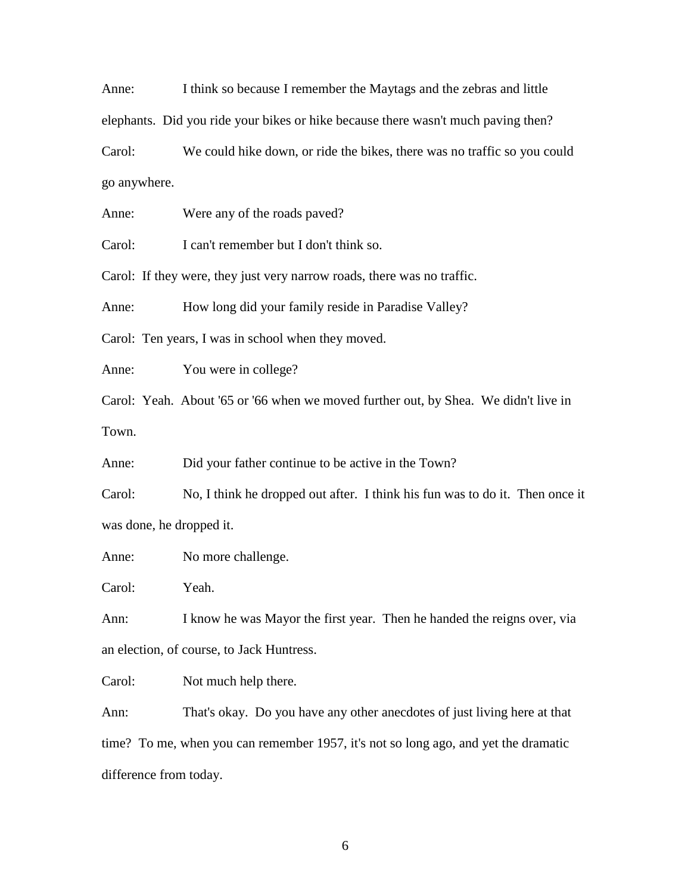Anne: I think so because I remember the Maytags and the zebras and little elephants. Did you ride your bikes or hike because there wasn't much paving then?

Carol: We could hike down, or ride the bikes, there was no traffic so you could go anywhere.

Anne: Were any of the roads paved?

Carol: I can't remember but I don't think so.

Carol: If they were, they just very narrow roads, there was no traffic.

Anne: How long did your family reside in Paradise Valley?

Carol: Ten years, I was in school when they moved.

Anne: You were in college?

Carol: Yeah. About '65 or '66 when we moved further out, by Shea. We didn't live in Town.

Anne: Did your father continue to be active in the Town?

Carol: No, I think he dropped out after. I think his fun was to do it. Then once it was done, he dropped it.

Anne: No more challenge.

Carol: Yeah.

Ann: I know he was Mayor the first year. Then he handed the reigns over, via an election, of course, to Jack Huntress.

Carol: Not much help there.

Ann: That's okay. Do you have any other anecdotes of just living here at that time? To me, when you can remember 1957, it's not so long ago, and yet the dramatic difference from today.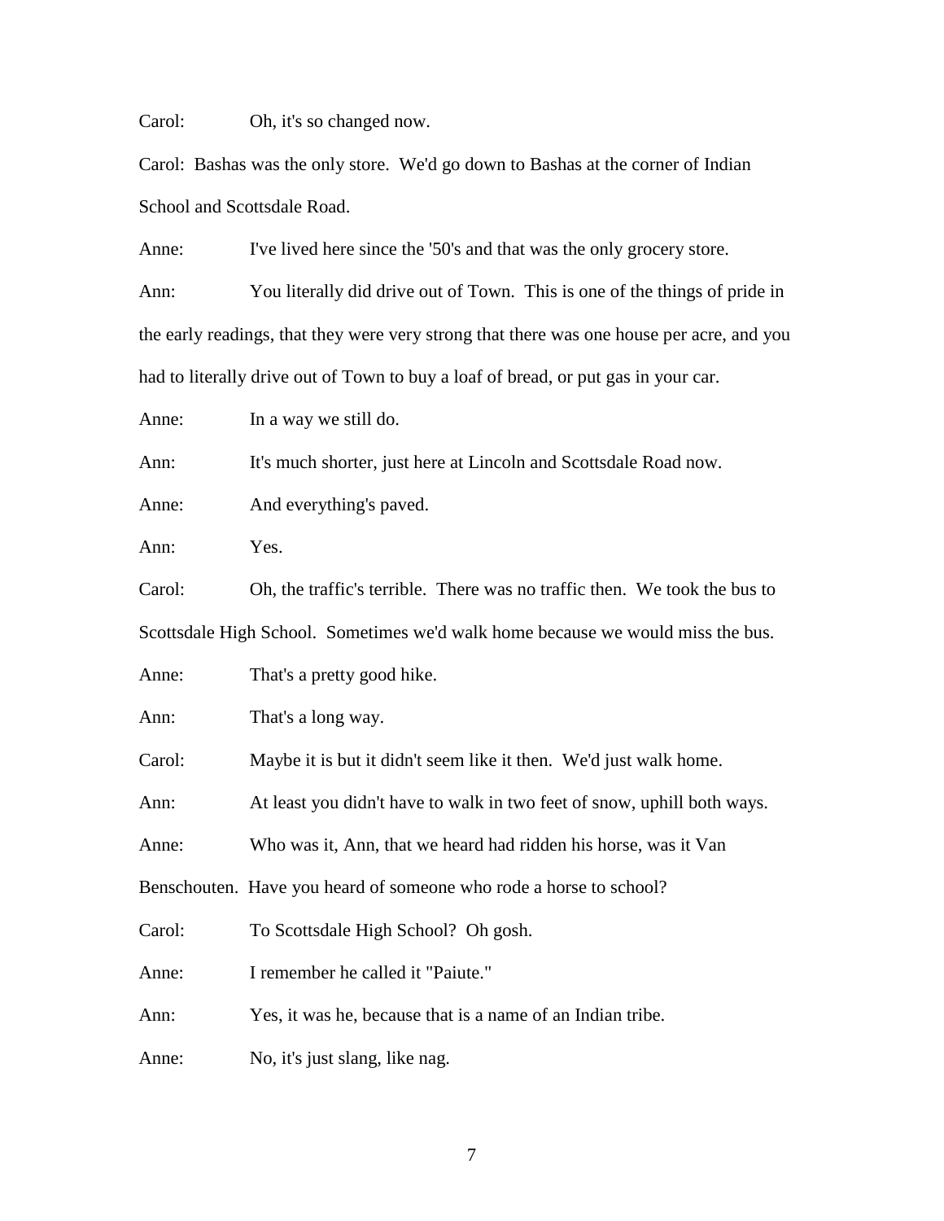Carol: Oh, it's so changed now.

Carol: Bashas was the only store. We'd go down to Bashas at the corner of Indian School and Scottsdale Road.

Anne: I've lived here since the '50's and that was the only grocery store.

Ann: You literally did drive out of Town. This is one of the things of pride in the early readings, that they were very strong that there was one house per acre, and you had to literally drive out of Town to buy a loaf of bread, or put gas in your car.

Anne: In a way we still do.

Ann: It's much shorter, just here at Lincoln and Scottsdale Road now.

Anne: And everything's paved.

Ann: Yes.

Carol: Oh, the traffic's terrible. There was no traffic then. We took the bus to Scottsdale High School. Sometimes we'd walk home because we would miss the bus.

Anne: That's a pretty good hike.

Ann: That's a long way.

Carol: Maybe it is but it didn't seem like it then. We'd just walk home.

Ann: At least you didn't have to walk in two feet of snow, uphill both ways.

Anne: Who was it, Ann, that we heard had ridden his horse, was it Van Benschouten. Have you heard of someone who rode a horse to school?

Carol: To Scottsdale High School? Oh gosh.

Anne: I remember he called it "Paiute."

Ann: Yes, it was he, because that is a name of an Indian tribe.

Anne: No, it's just slang, like nag.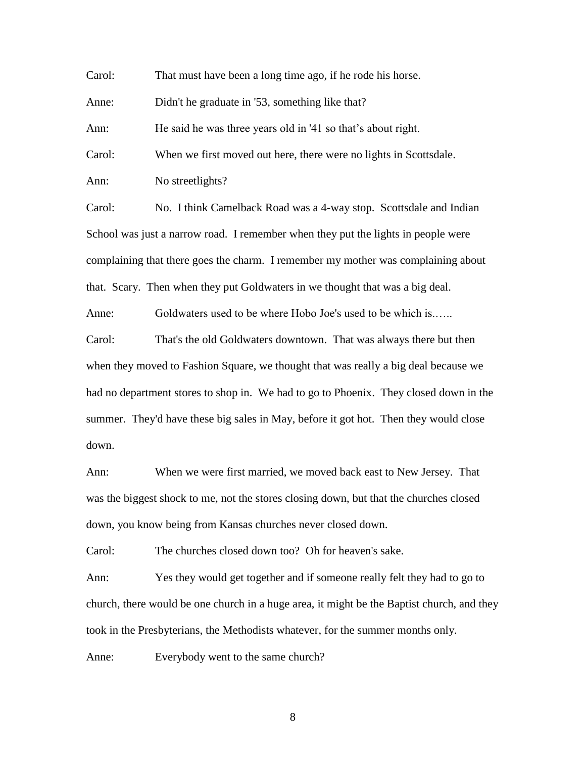Carol: That must have been a long time ago, if he rode his horse.

Anne: Didn't he graduate in '53, something like that?

Ann: He said he was three years old in '41 so that's about right.

Carol: When we first moved out here, there were no lights in Scottsdale.

Ann: No streetlights?

Carol: No. I think Camelback Road was a 4-way stop. Scottsdale and Indian School was just a narrow road. I remember when they put the lights in people were complaining that there goes the charm. I remember my mother was complaining about that. Scary. Then when they put Goldwaters in we thought that was a big deal.

Anne: Goldwaters used to be where Hobo Joe's used to be which is......

Carol: That's the old Goldwaters downtown. That was always there but then when they moved to Fashion Square, we thought that was really a big deal because we had no department stores to shop in. We had to go to Phoenix. They closed down in the summer. They'd have these big sales in May, before it got hot. Then they would close down.

Ann: When we were first married, we moved back east to New Jersey. That was the biggest shock to me, not the stores closing down, but that the churches closed down, you know being from Kansas churches never closed down.

Carol: The churches closed down too? Oh for heaven's sake.

Ann: Yes they would get together and if someone really felt they had to go to church, there would be one church in a huge area, it might be the Baptist church, and they took in the Presbyterians, the Methodists whatever, for the summer months only.

Anne: Everybody went to the same church?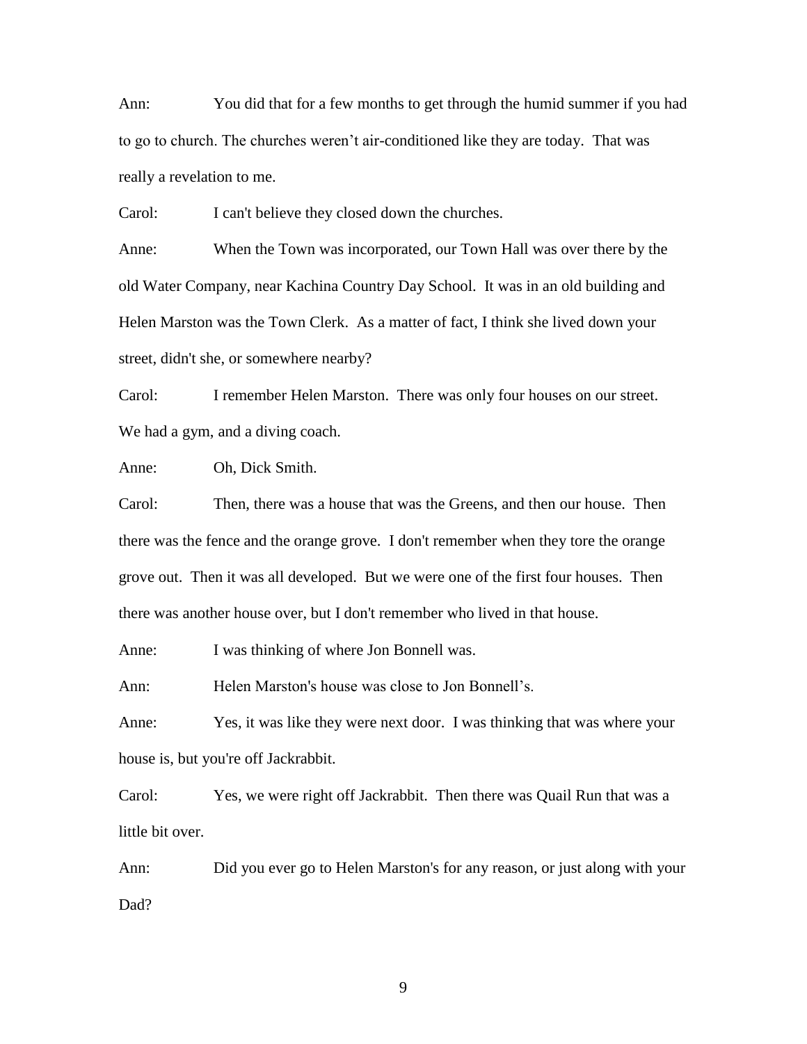Ann: You did that for a few months to get through the humid summer if you had to go to church. The churches weren't air-conditioned like they are today. That was really a revelation to me.

Carol: I can't believe they closed down the churches.

Anne: When the Town was incorporated, our Town Hall was over there by the old Water Company, near Kachina Country Day School. It was in an old building and Helen Marston was the Town Clerk. As a matter of fact, I think she lived down your street, didn't she, or somewhere nearby?

Carol: I remember Helen Marston. There was only four houses on our street. We had a gym, and a diving coach.

Anne: Oh, Dick Smith.

Carol: Then, there was a house that was the Greens, and then our house. Then there was the fence and the orange grove. I don't remember when they tore the orange grove out. Then it was all developed. But we were one of the first four houses. Then there was another house over, but I don't remember who lived in that house.

Anne: I was thinking of where Jon Bonnell was.

Ann: Helen Marston's house was close to Jon Bonnell's.

Anne: Yes, it was like they were next door. I was thinking that was where your house is, but you're off Jackrabbit.

Carol: Yes, we were right off Jackrabbit. Then there was Quail Run that was a little bit over.

Ann: Did you ever go to Helen Marston's for any reason, or just along with your Dad?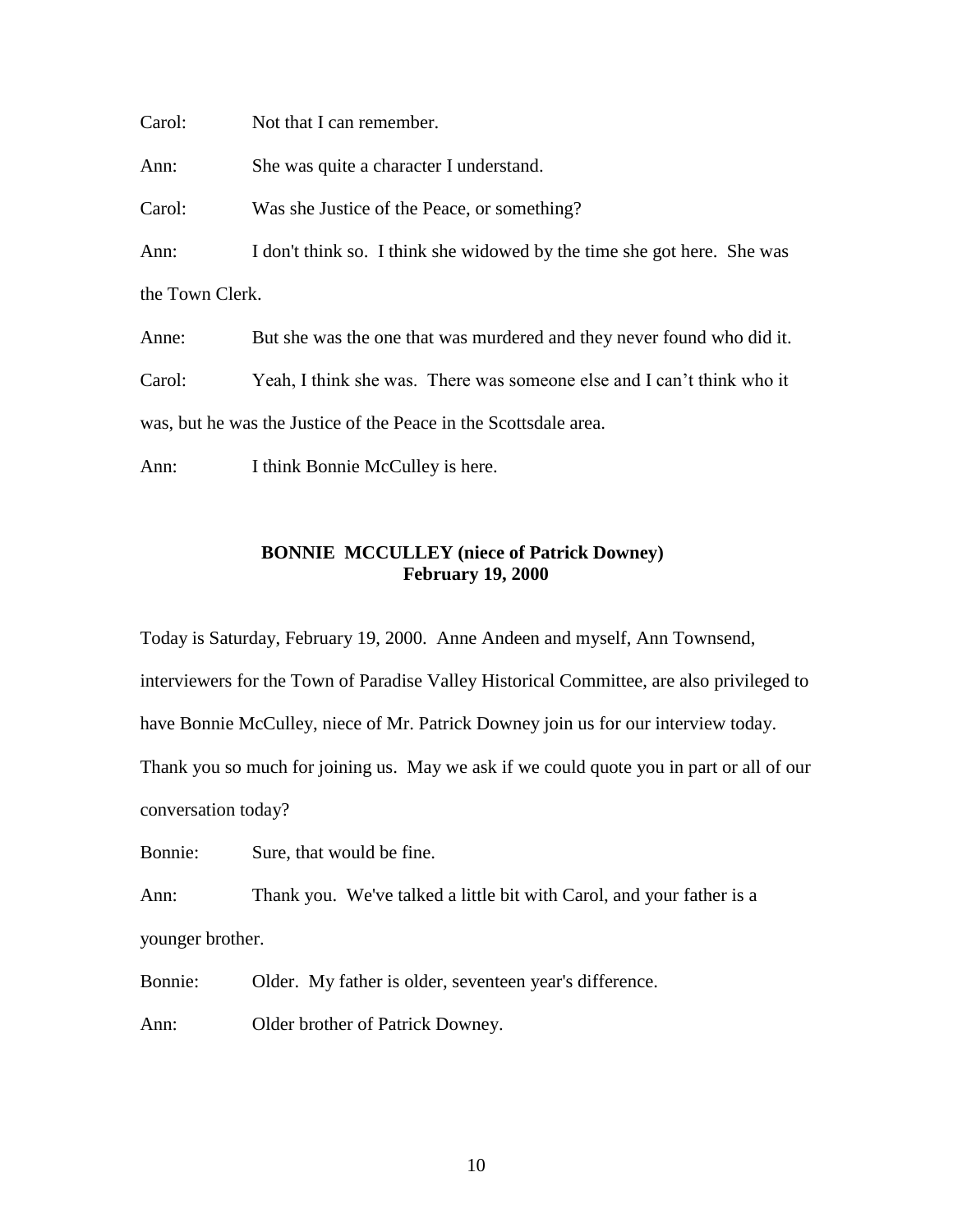Carol: Not that I can remember.

Ann: She was quite a character I understand.

Carol: Was she Justice of the Peace, or something?

Ann: I don't think so. I think she widowed by the time she got here. She was the Town Clerk.

Anne: But she was the one that was murdered and they never found who did it.

Carol: Yeah, I think she was. There was someone else and I can't think who it was, but he was the Justice of the Peace in the Scottsdale area.

Ann: I think Bonnie McCulley is here.

**BONNIE MCCULLEY (niece of Patrick Downey)**
**February 19, 2000**

Today is Saturday, February 19, 2000. Anne Andeen and myself, Ann Townsend, interviewers for the Town of Paradise Valley Historical Committee, are also privileged to have Bonnie McCulley, niece of Mr. Patrick Downey join us for our interview today. Thank you so much for joining us. May we ask if we could quote you in part or all of our conversation today?

Bonnie: Sure, that would be fine.

Ann: Thank you. We've talked a little bit with Carol, and your father is a younger brother.

Bonnie: Older. My father is older, seventeen year's difference.

Ann: Older brother of Patrick Downey.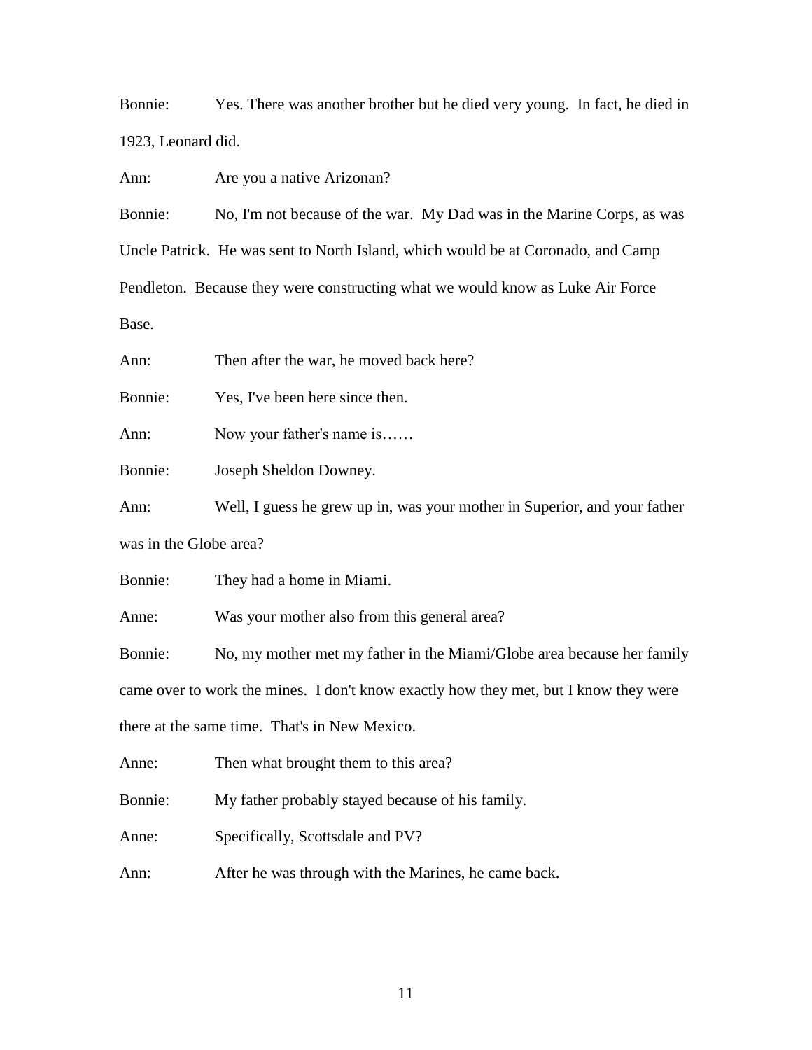Bonnie: Yes. There was another brother but he died very young. In fact, he died in 1923, Leonard did.

Ann: Are you a native Arizonan?

Bonnie: No, I'm not because of the war. My Dad was in the Marine Corps, as was Uncle Patrick. He was sent to North Island, which would be at Coronado, and Camp Pendleton. Because they were constructing what we would know as Luke Air Force Base.

Ann: Then after the war, he moved back here?

Bonnie: Yes, I've been here since then.

Ann: Now your father's name is……

Bonnie: Joseph Sheldon Downey.

Ann: Well, I guess he grew up in, was your mother in Superior, and your father was in the Globe area?

Bonnie: They had a home in Miami.

Anne: Was your mother also from this general area?

Bonnie: No, my mother met my father in the Miami/Globe area because her family came over to work the mines. I don't know exactly how they met, but I know they were there at the same time. That's in New Mexico.

Anne: Then what brought them to this area?

Bonnie: My father probably stayed because of his family.

Anne: Specifically, Scottsdale and PV?

Ann: After he was through with the Marines, he came back.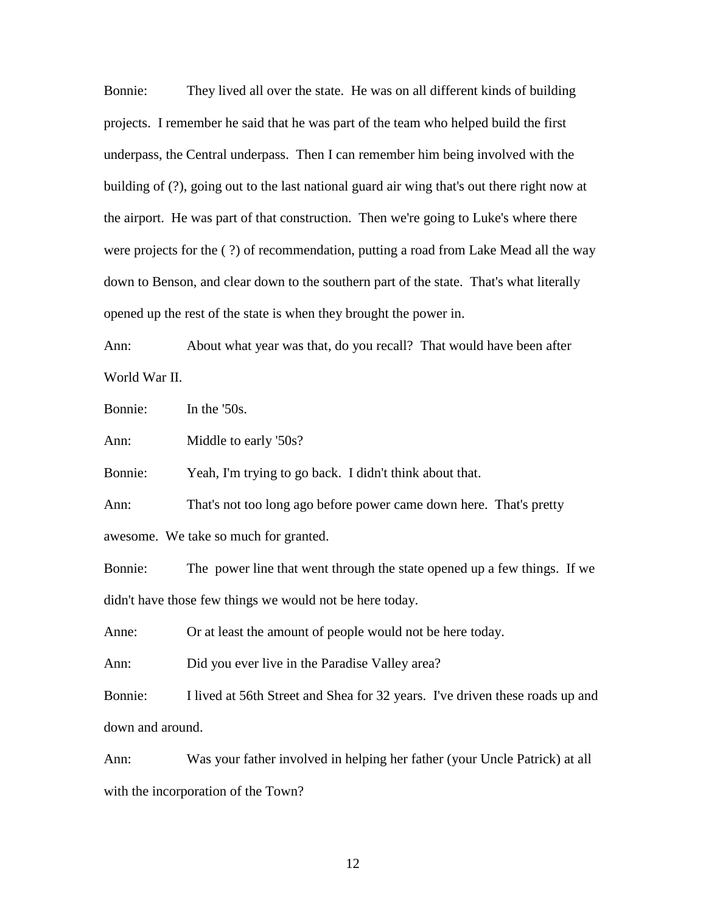Bonnie: They lived all over the state. He was on all different kinds of building projects. I remember he said that he was part of the team who helped build the first underpass, the Central underpass. Then I can remember him being involved with the building of (?), going out to the last national guard air wing that's out there right now at the airport. He was part of that construction. Then we're going to Luke's where there were projects for the ( ?) of recommendation, putting a road from Lake Mead all the way down to Benson, and clear down to the southern part of the state. That's what literally opened up the rest of the state is when they brought the power in.

Ann: About what year was that, do you recall? That would have been after World War II.

Bonnie: In the '50s.

Ann: Middle to early '50s?

Bonnie: Yeah, I'm trying to go back. I didn't think about that.

Ann: That's not too long ago before power came down here. That's pretty awesome. We take so much for granted.

Bonnie: The power line that went through the state opened up a few things. If we didn't have those few things we would not be here today.

Anne: Or at least the amount of people would not be here today.

Ann: Did you ever live in the Paradise Valley area?

Bonnie: I lived at 56th Street and Shea for 32 years. I've driven these roads up and down and around.

Ann: Was your father involved in helping her father (your Uncle Patrick) at all with the incorporation of the Town?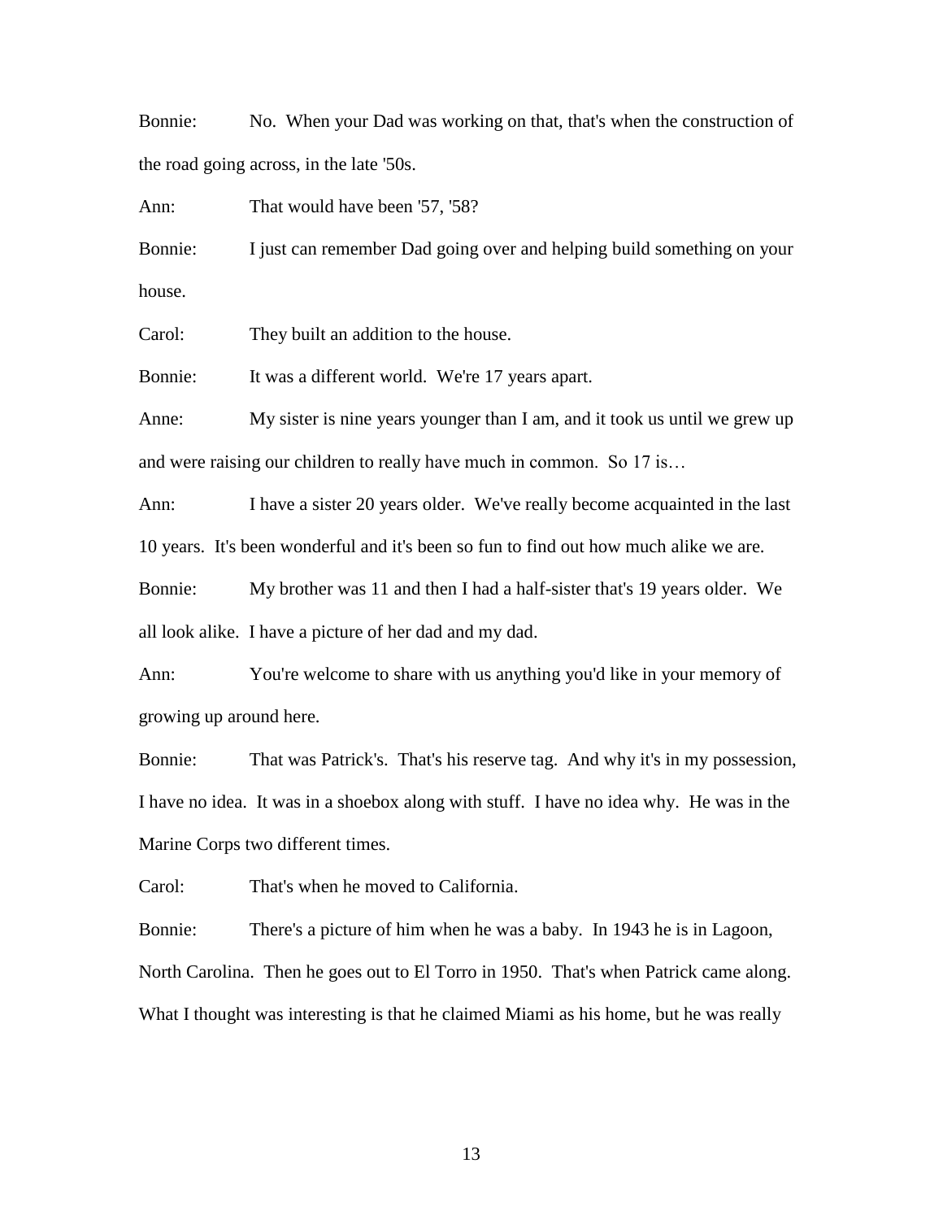Bonnie: No. When your Dad was working on that, that's when the construction of the road going across, in the late '50s.

Ann: That would have been '57, '58?

Bonnie: I just can remember Dad going over and helping build something on your house.

Carol: They built an addition to the house.

Bonnie: It was a different world. We're 17 years apart.

Anne: My sister is nine years younger than I am, and it took us until we grew up and were raising our children to really have much in common. So 17 is…

Ann: I have a sister 20 years older. We've really become acquainted in the last 10 years. It's been wonderful and it's been so fun to find out how much alike we are.

Bonnie: My brother was 11 and then I had a half-sister that's 19 years older. We all look alike. I have a picture of her dad and my dad.

Ann: You're welcome to share with us anything you'd like in your memory of growing up around here.

Bonnie: That was Patrick's. That's his reserve tag. And why it's in my possession, I have no idea. It was in a shoebox along with stuff. I have no idea why. He was in the Marine Corps two different times.

Carol: That's when he moved to California.

Bonnie: There's a picture of him when he was a baby. In 1943 he is in Lagoon, North Carolina. Then he goes out to El Torro in 1950. That's when Patrick came along. What I thought was interesting is that he claimed Miami as his home, but he was really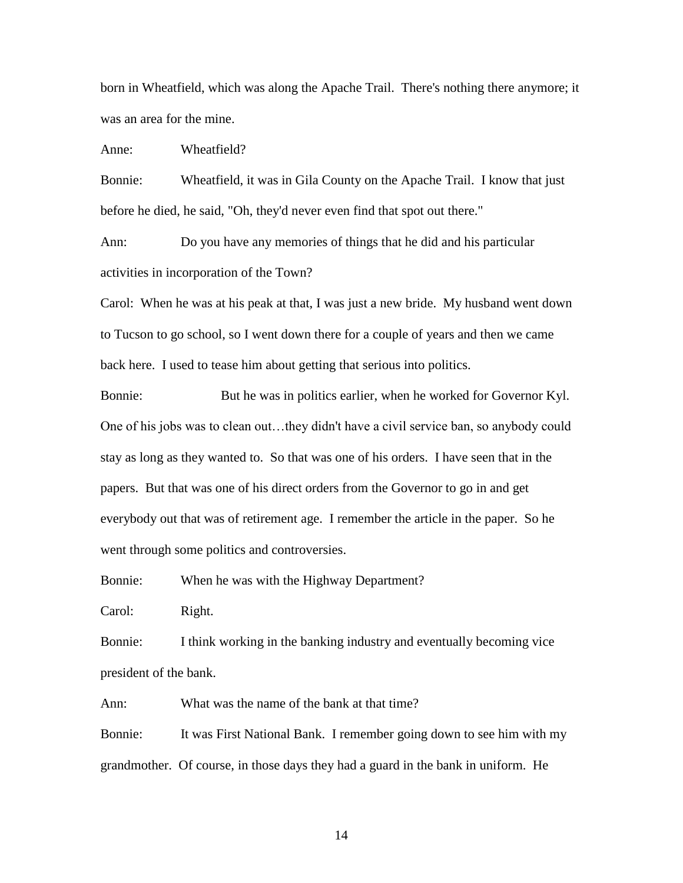born in Wheatfield, which was along the Apache Trail. There's nothing there anymore; it was an area for the mine.

Anne: Wheatfield?

Bonnie: Wheatfield, it was in Gila County on the Apache Trail. I know that just before he died, he said, "Oh, they'd never even find that spot out there."

Ann: Do you have any memories of things that he did and his particular activities in incorporation of the Town?

Carol: When he was at his peak at that, I was just a new bride. My husband went down to Tucson to go school, so I went down there for a couple of years and then we came back here. I used to tease him about getting that serious into politics.

Bonnie: But he was in politics earlier, when he worked for Governor Kyl. One of his jobs was to clean out…they didn't have a civil service ban, so anybody could stay as long as they wanted to. So that was one of his orders. I have seen that in the papers. But that was one of his direct orders from the Governor to go in and get everybody out that was of retirement age. I remember the article in the paper. So he went through some politics and controversies.

Bonnie: When he was with the Highway Department?

Carol: Right.

Bonnie: I think working in the banking industry and eventually becoming vice president of the bank.

Ann: What was the name of the bank at that time?

Bonnie: It was First National Bank. I remember going down to see him with my grandmother. Of course, in those days they had a guard in the bank in uniform. He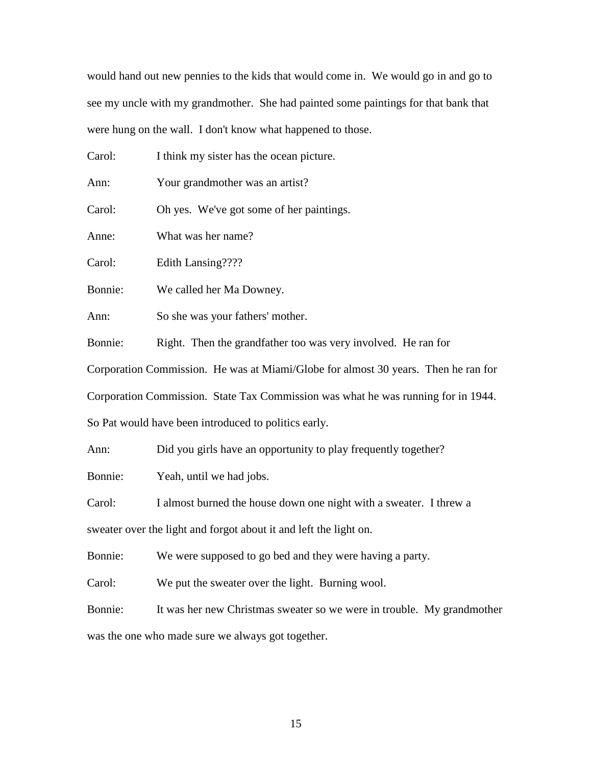would hand out new pennies to the kids that would come in. We would go in and go to see my uncle with my grandmother. She had painted some paintings for that bank that were hung on the wall. I don't know what happened to those.

Carol: I think my sister has the ocean picture.

Ann: Your grandmother was an artist?

Carol: Oh yes. We've got some of her paintings.

Anne: What was her name?

Carol: Edith Lansing????

Bonnie: We called her Ma Downey.

Ann: So she was your fathers' mother.

Bonnie: Right. Then the grandfather too was very involved. He ran for Corporation Commission. He was at Miami/Globe for almost 30 years. Then he ran for Corporation Commission. State Tax Commission was what he was running for in 1944. So Pat would have been introduced to politics early.

Ann: Did you girls have an opportunity to play frequently together?

Bonnie: Yeah, until we had jobs.

Carol: I almost burned the house down one night with a sweater. I threw a sweater over the light and forgot about it and left the light on.

Bonnie: We were supposed to go bed and they were having a party.

Carol: We put the sweater over the light. Burning wool.

Bonnie: It was her new Christmas sweater so we were in trouble. My grandmother was the one who made sure we always got together.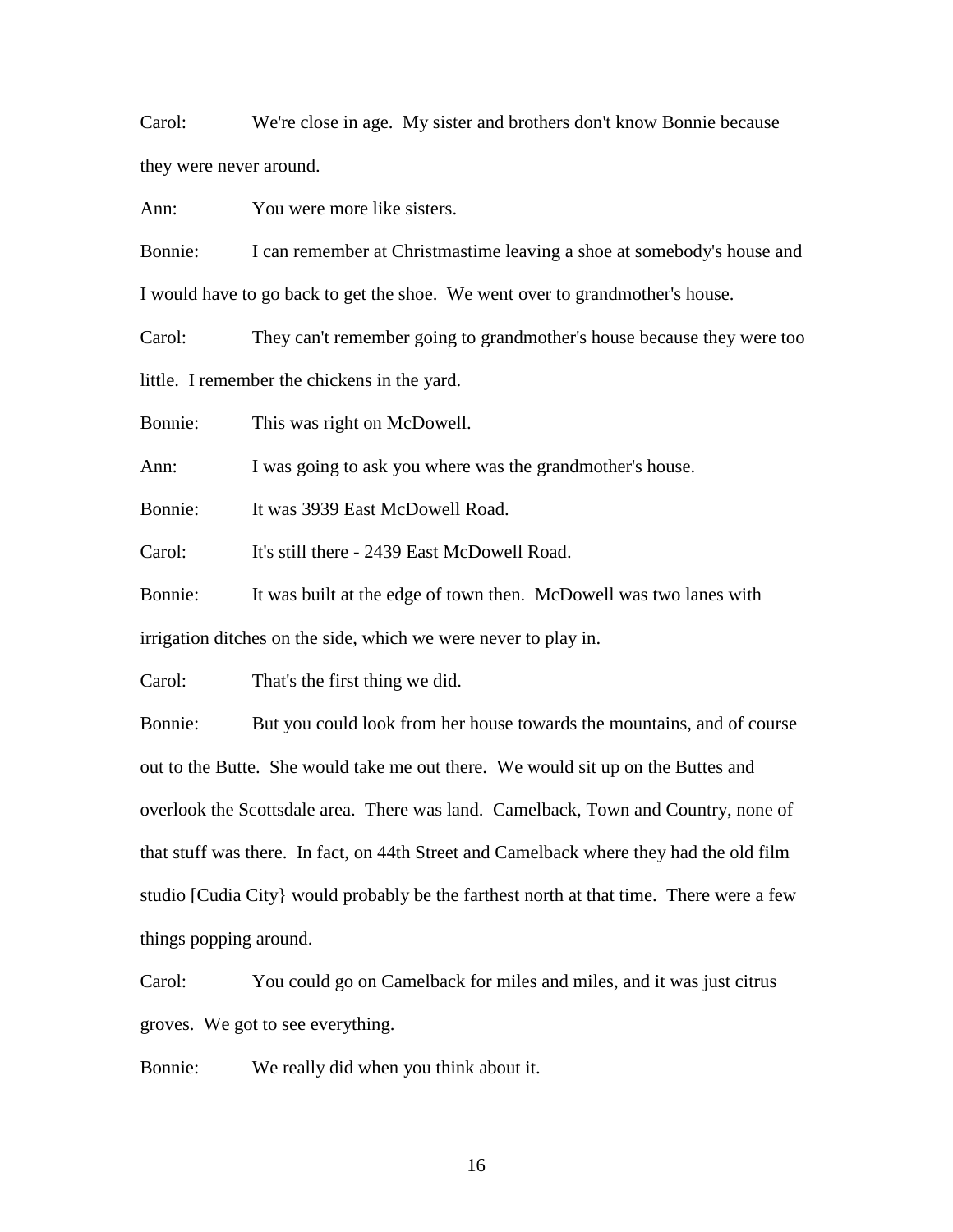Carol: We're close in age. My sister and brothers don't know Bonnie because they were never around.

Ann: You were more like sisters.

Bonnie: I can remember at Christmastime leaving a shoe at somebody's house and I would have to go back to get the shoe. We went over to grandmother's house.

Carol: They can't remember going to grandmother's house because they were too little. I remember the chickens in the yard.

Bonnie: This was right on McDowell.

Ann: I was going to ask you where was the grandmother's house.

Bonnie: It was 3939 East McDowell Road.

Carol: It's still there - 2439 East McDowell Road.

Bonnie: It was built at the edge of town then. McDowell was two lanes with irrigation ditches on the side, which we were never to play in.

Carol: That's the first thing we did.

Bonnie: But you could look from her house towards the mountains, and of course out to the Butte. She would take me out there. We would sit up on the Buttes and overlook the Scottsdale area. There was land. Camelback, Town and Country, none of that stuff was there. In fact, on 44th Street and Camelback where they had the old film studio [Cudia City} would probably be the farthest north at that time. There were a few things popping around.

Carol: You could go on Camelback for miles and miles, and it was just citrus groves. We got to see everything.

Bonnie: We really did when you think about it.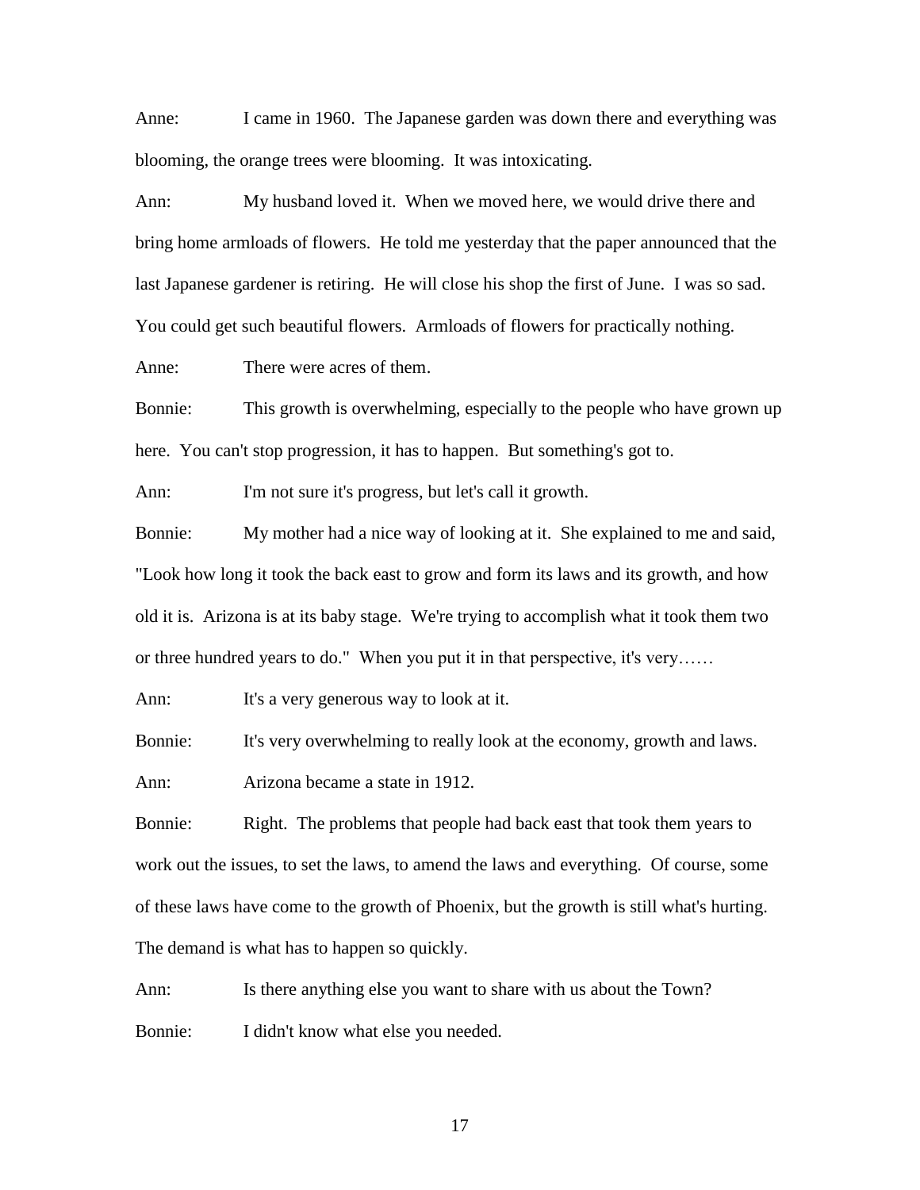Anne: I came in 1960. The Japanese garden was down there and everything was blooming, the orange trees were blooming. It was intoxicating.

Ann: My husband loved it. When we moved here, we would drive there and bring home armloads of flowers. He told me yesterday that the paper announced that the last Japanese gardener is retiring. He will close his shop the first of June. I was so sad. You could get such beautiful flowers. Armloads of flowers for practically nothing.

Anne: There were acres of them.

Bonnie: This growth is overwhelming, especially to the people who have grown up here. You can't stop progression, it has to happen. But something's got to.

Ann: I'm not sure it's progress, but let's call it growth.

Bonnie: My mother had a nice way of looking at it. She explained to me and said, "Look how long it took the back east to grow and form its laws and its growth, and how old it is. Arizona is at its baby stage. We're trying to accomplish what it took them two or three hundred years to do." When you put it in that perspective, it's very……

Ann: It's a very generous way to look at it.

Bonnie: It's very overwhelming to really look at the economy, growth and laws.

Ann: Arizona became a state in 1912.

Bonnie: Right. The problems that people had back east that took them years to work out the issues, to set the laws, to amend the laws and everything. Of course, some of these laws have come to the growth of Phoenix, but the growth is still what's hurting. The demand is what has to happen so quickly.

Ann: Is there anything else you want to share with us about the Town?

Bonnie: I didn't know what else you needed.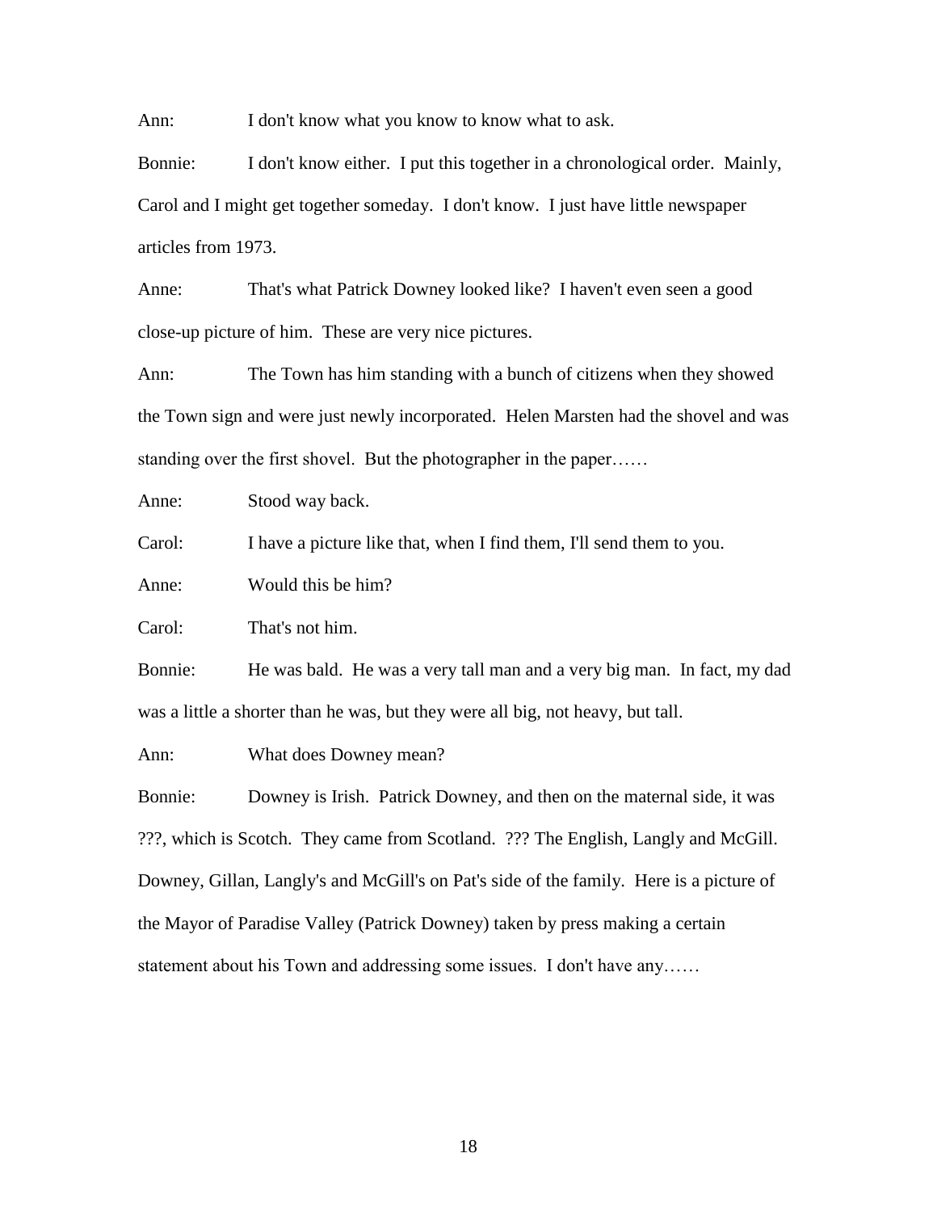Ann: I don't know what you know to know what to ask.

Bonnie: I don't know either. I put this together in a chronological order. Mainly, Carol and I might get together someday. I don't know. I just have little newspaper articles from 1973.

Anne: That's what Patrick Downey looked like? I haven't even seen a good close-up picture of him. These are very nice pictures.

Ann: The Town has him standing with a bunch of citizens when they showed the Town sign and were just newly incorporated. Helen Marsten had the shovel and was standing over the first shovel. But the photographer in the paper……

Anne: Stood way back.

Carol: I have a picture like that, when I find them, I'll send them to you.

Anne: Would this be him?

Carol: That's not him.

Bonnie: He was bald. He was a very tall man and a very big man. In fact, my dad was a little a shorter than he was, but they were all big, not heavy, but tall.

Ann: What does Downey mean?

Bonnie: Downey is Irish. Patrick Downey, and then on the maternal side, it was ???, which is Scotch. They came from Scotland. ??? The English, Langly and McGill. Downey, Gillan, Langly's and McGill's on Pat's side of the family. Here is a picture of the Mayor of Paradise Valley (Patrick Downey) taken by press making a certain statement about his Town and addressing some issues. I don't have any……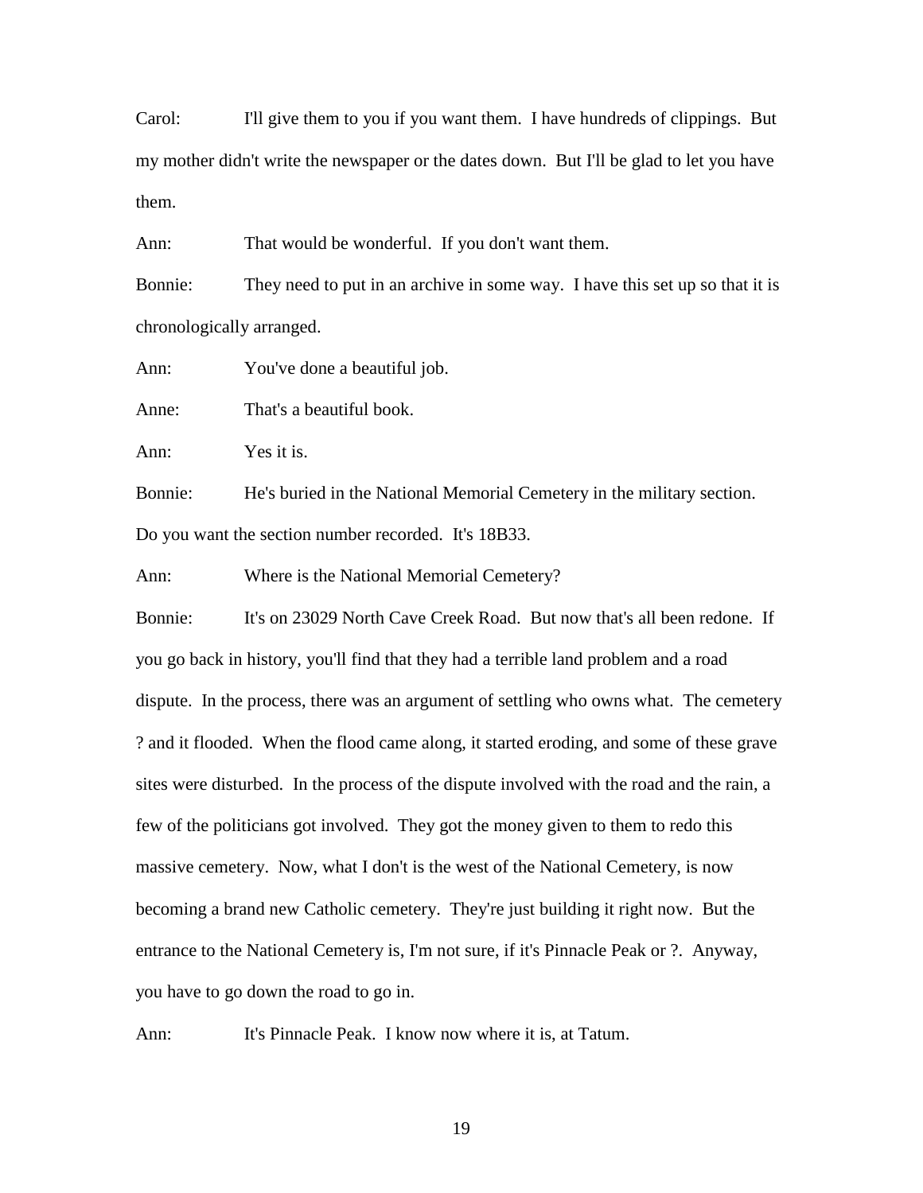Carol: I'll give them to you if you want them. I have hundreds of clippings. But my mother didn't write the newspaper or the dates down. But I'll be glad to let you have them.

Ann: That would be wonderful. If you don't want them.

Bonnie: They need to put in an archive in some way. I have this set up so that it is chronologically arranged.

Ann: You've done a beautiful job.

Anne: That's a beautiful book.

Ann: Yes it is.

Bonnie: He's buried in the National Memorial Cemetery in the military section. Do you want the section number recorded. It's 18B33.

Ann: Where is the National Memorial Cemetery?

Bonnie: It's on 23029 North Cave Creek Road. But now that's all been redone. If you go back in history, you'll find that they had a terrible land problem and a road dispute. In the process, there was an argument of settling who owns what. The cemetery ? and it flooded. When the flood came along, it started eroding, and some of these grave sites were disturbed. In the process of the dispute involved with the road and the rain, a few of the politicians got involved. They got the money given to them to redo this massive cemetery. Now, what I don't is the west of the National Cemetery, is now becoming a brand new Catholic cemetery. They're just building it right now. But the entrance to the National Cemetery is, I'm not sure, if it's Pinnacle Peak or ?. Anyway, you have to go down the road to go in.

Ann: It's Pinnacle Peak. I know now where it is, at Tatum.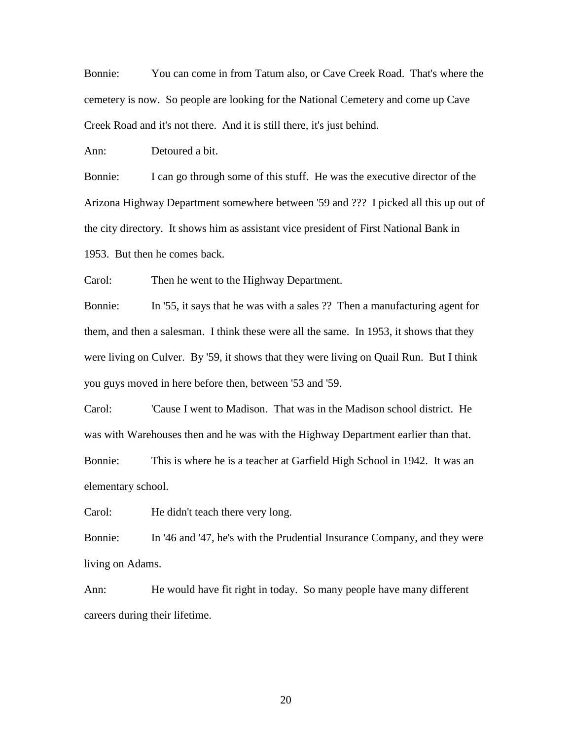Bonnie: You can come in from Tatum also, or Cave Creek Road. That's where the cemetery is now. So people are looking for the National Cemetery and come up Cave Creek Road and it's not there. And it is still there, it's just behind.

Ann: Detoured a bit.

Bonnie: I can go through some of this stuff. He was the executive director of the Arizona Highway Department somewhere between '59 and ??? I picked all this up out of the city directory. It shows him as assistant vice president of First National Bank in 1953. But then he comes back.

Carol: Then he went to the Highway Department.

Bonnie: In '55, it says that he was with a sales ?? Then a manufacturing agent for them, and then a salesman. I think these were all the same. In 1953, it shows that they were living on Culver. By '59, it shows that they were living on Quail Run. But I think you guys moved in here before then, between '53 and '59.

Carol: 'Cause I went to Madison. That was in the Madison school district. He was with Warehouses then and he was with the Highway Department earlier than that.

Bonnie: This is where he is a teacher at Garfield High School in 1942. It was an elementary school.

Carol: He didn't teach there very long.

Bonnie: In '46 and '47, he's with the Prudential Insurance Company, and they were living on Adams.

Ann: He would have fit right in today. So many people have many different careers during their lifetime.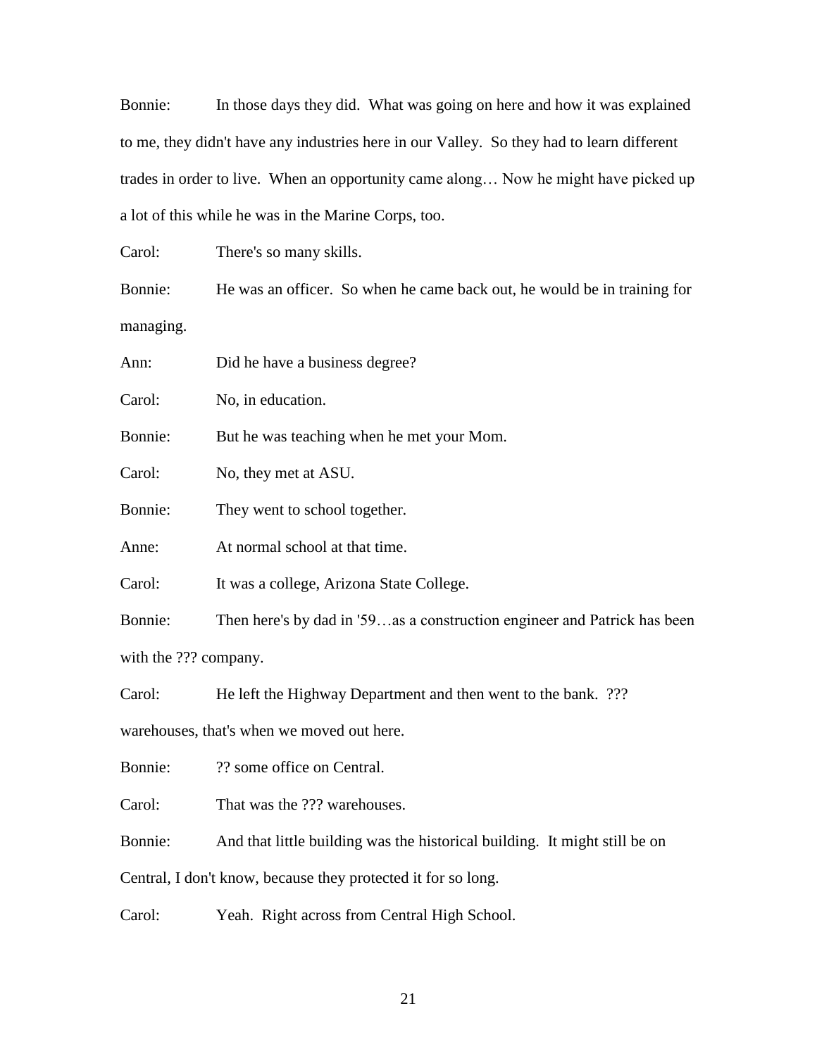Bonnie: In those days they did. What was going on here and how it was explained to me, they didn't have any industries here in our Valley. So they had to learn different trades in order to live. When an opportunity came along… Now he might have picked up a lot of this while he was in the Marine Corps, too.

Carol: There's so many skills.

Bonnie: He was an officer. So when he came back out, he would be in training for managing.

Ann: Did he have a business degree?

Carol: No, in education.

Bonnie: But he was teaching when he met your Mom.

Carol: No, they met at ASU.

Bonnie: They went to school together.

Anne: At normal school at that time.

Carol: It was a college, Arizona State College.

Bonnie: Then here's by dad in '59…as a construction engineer and Patrick has been with the ??? company.

Carol: He left the Highway Department and then went to the bank. ??? warehouses, that's when we moved out here.

Bonnie: ?? some office on Central.

Carol: That was the ??? warehouses.

Bonnie: And that little building was the historical building. It might still be on Central, I don't know, because they protected it for so long.

Carol: Yeah. Right across from Central High School.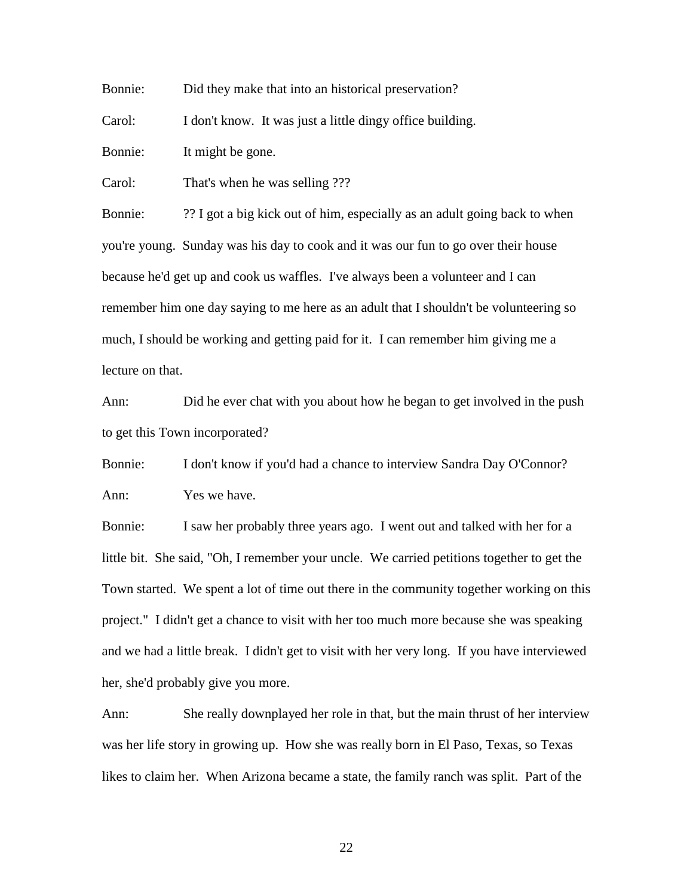Bonnie: Did they make that into an historical preservation?

Carol: I don't know. It was just a little dingy office building.

Bonnie: It might be gone.

Carol: That's when he was selling ???

Bonnie: ?? I got a big kick out of him, especially as an adult going back to when you're young. Sunday was his day to cook and it was our fun to go over their house because he'd get up and cook us waffles. I've always been a volunteer and I can remember him one day saying to me here as an adult that I shouldn't be volunteering so much, I should be working and getting paid for it. I can remember him giving me a lecture on that.

Ann: Did he ever chat with you about how he began to get involved in the push to get this Town incorporated?

Bonnie: I don't know if you'd had a chance to interview Sandra Day O'Connor?

Ann: Yes we have.

Bonnie: I saw her probably three years ago. I went out and talked with her for a little bit. She said, "Oh, I remember your uncle. We carried petitions together to get the Town started. We spent a lot of time out there in the community together working on this project." I didn't get a chance to visit with her too much more because she was speaking and we had a little break. I didn't get to visit with her very long. If you have interviewed her, she'd probably give you more.

Ann: She really downplayed her role in that, but the main thrust of her interview was her life story in growing up. How she was really born in El Paso, Texas, so Texas likes to claim her. When Arizona became a state, the family ranch was split. Part of the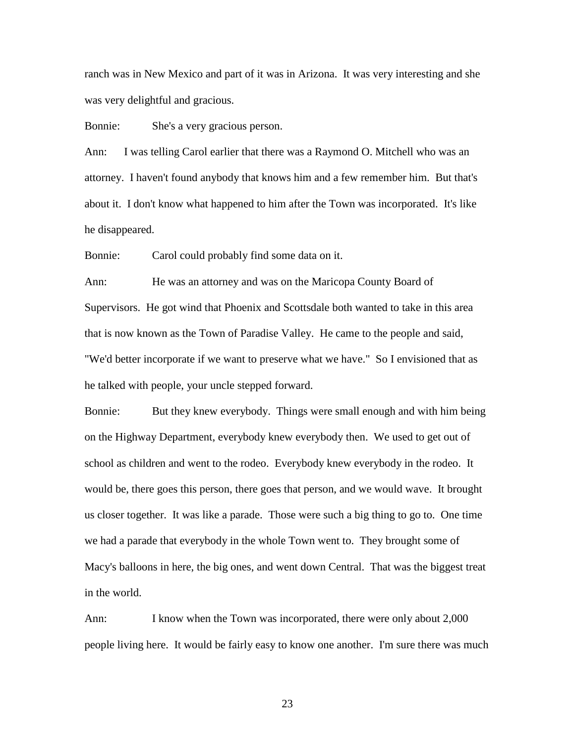ranch was in New Mexico and part of it was in Arizona. It was very interesting and she was very delightful and gracious.

Bonnie: She's a very gracious person.

Ann: I was telling Carol earlier that there was a Raymond O. Mitchell who was an attorney. I haven't found anybody that knows him and a few remember him. But that's about it. I don't know what happened to him after the Town was incorporated. It's like he disappeared.

Bonnie: Carol could probably find some data on it.

Ann: He was an attorney and was on the Maricopa County Board of Supervisors. He got wind that Phoenix and Scottsdale both wanted to take in this area that is now known as the Town of Paradise Valley. He came to the people and said, "We'd better incorporate if we want to preserve what we have." So I envisioned that as he talked with people, your uncle stepped forward.

Bonnie: But they knew everybody. Things were small enough and with him being on the Highway Department, everybody knew everybody then. We used to get out of school as children and went to the rodeo. Everybody knew everybody in the rodeo. It would be, there goes this person, there goes that person, and we would wave. It brought us closer together. It was like a parade. Those were such a big thing to go to. One time we had a parade that everybody in the whole Town went to. They brought some of Macy's balloons in here, the big ones, and went down Central. That was the biggest treat in the world.

Ann: I know when the Town was incorporated, there were only about 2,000 people living here. It would be fairly easy to know one another. I'm sure there was much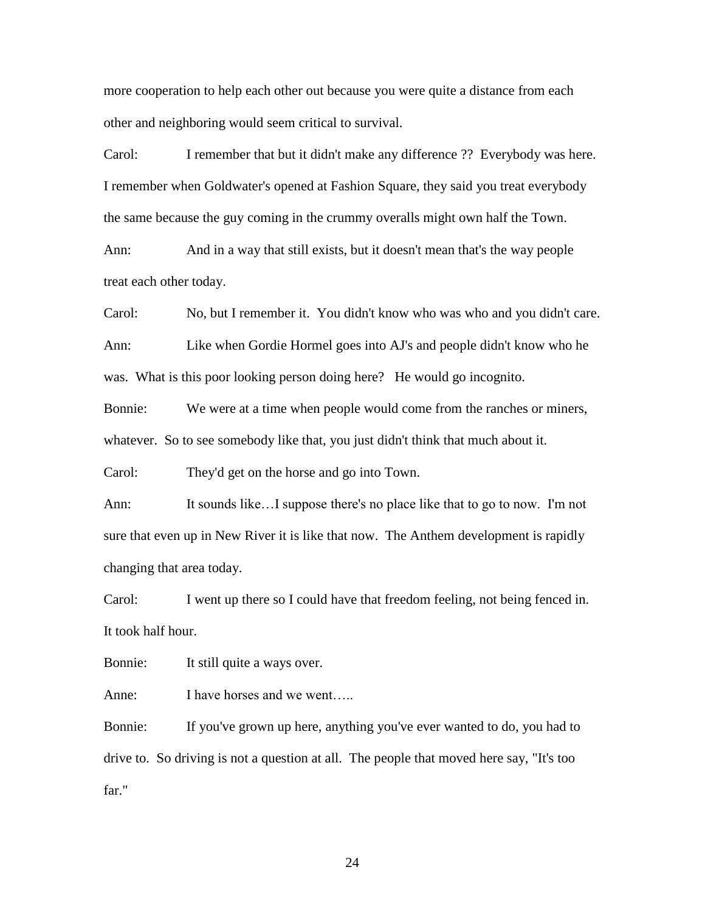more cooperation to help each other out because you were quite a distance from each other and neighboring would seem critical to survival.

Carol: I remember that but it didn't make any difference ?? Everybody was here. I remember when Goldwater's opened at Fashion Square, they said you treat everybody the same because the guy coming in the crummy overalls might own half the Town.

Ann: And in a way that still exists, but it doesn't mean that's the way people treat each other today.

Carol: No, but I remember it. You didn't know who was who and you didn't care.

Ann: Like when Gordie Hormel goes into AJ's and people didn't know who he was. What is this poor looking person doing here? He would go incognito.

Bonnie: We were at a time when people would come from the ranches or miners, whatever. So to see somebody like that, you just didn't think that much about it.

Carol: They'd get on the horse and go into Town.

Ann: It sounds like…I suppose there's no place like that to go to now. I'm not sure that even up in New River it is like that now. The Anthem development is rapidly changing that area today.

Carol: I went up there so I could have that freedom feeling, not being fenced in. It took half hour.

Bonnie: It still quite a ways over.

Anne: I have horses and we went…..

Bonnie: If you've grown up here, anything you've ever wanted to do, you had to drive to. So driving is not a question at all. The people that moved here say, "It's too far."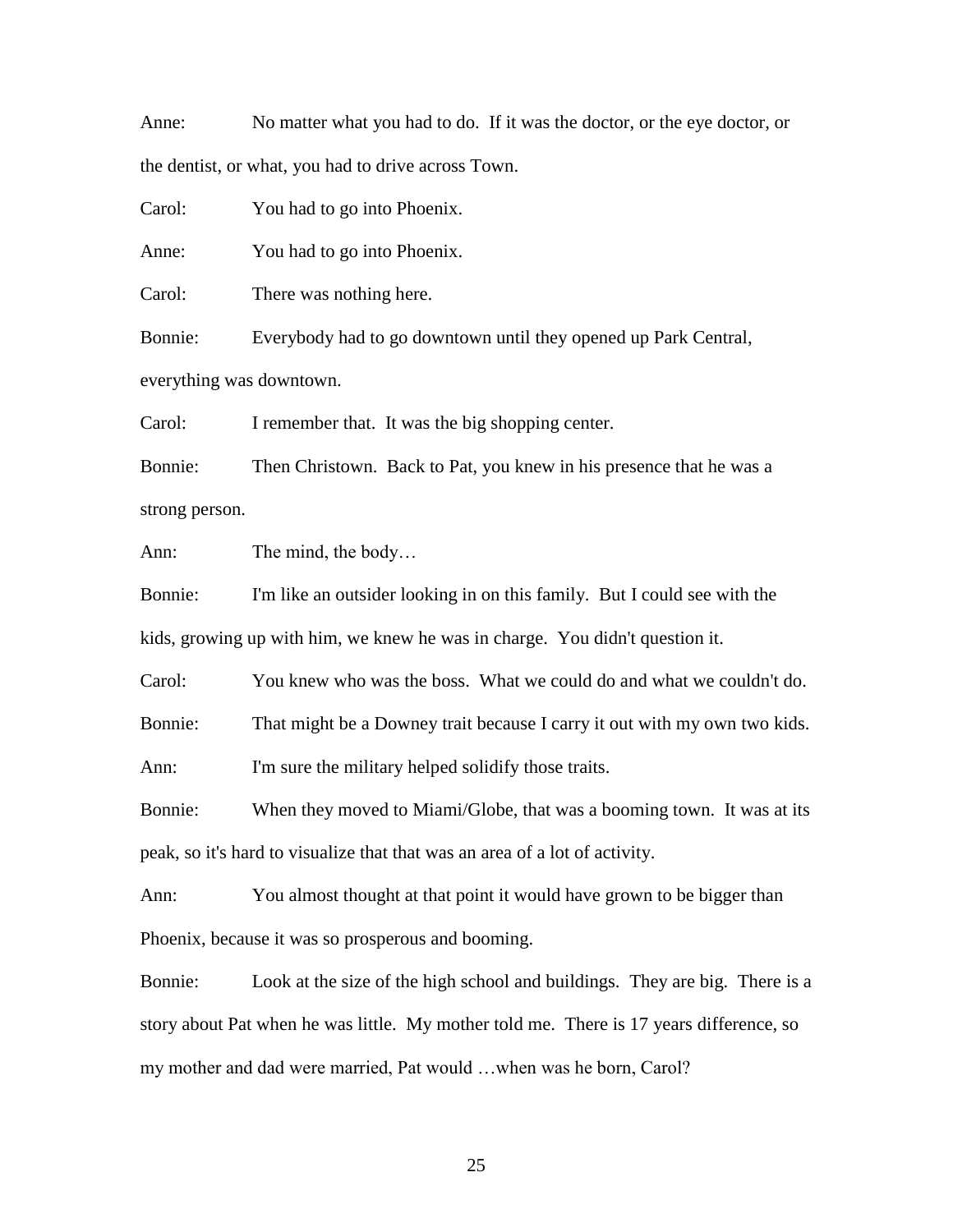Anne: No matter what you had to do. If it was the doctor, or the eye doctor, or the dentist, or what, you had to drive across Town.

Carol: You had to go into Phoenix.

Anne: You had to go into Phoenix.

Carol: There was nothing here.

Bonnie: Everybody had to go downtown until they opened up Park Central, everything was downtown.

Carol: I remember that. It was the big shopping center.

Bonnie: Then Christown. Back to Pat, you knew in his presence that he was a strong person.

Ann: The mind, the body…

Bonnie: I'm like an outsider looking in on this family. But I could see with the kids, growing up with him, we knew he was in charge. You didn't question it.

Carol: You knew who was the boss. What we could do and what we couldn't do.

Bonnie: That might be a Downey trait because I carry it out with my own two kids.

Ann: I'm sure the military helped solidify those traits.

Bonnie: When they moved to Miami/Globe, that was a booming town. It was at its peak, so it's hard to visualize that that was an area of a lot of activity.

Ann: You almost thought at that point it would have grown to be bigger than Phoenix, because it was so prosperous and booming.

Bonnie: Look at the size of the high school and buildings. They are big. There is a story about Pat when he was little. My mother told me. There is 17 years difference, so my mother and dad were married, Pat would …when was he born, Carol?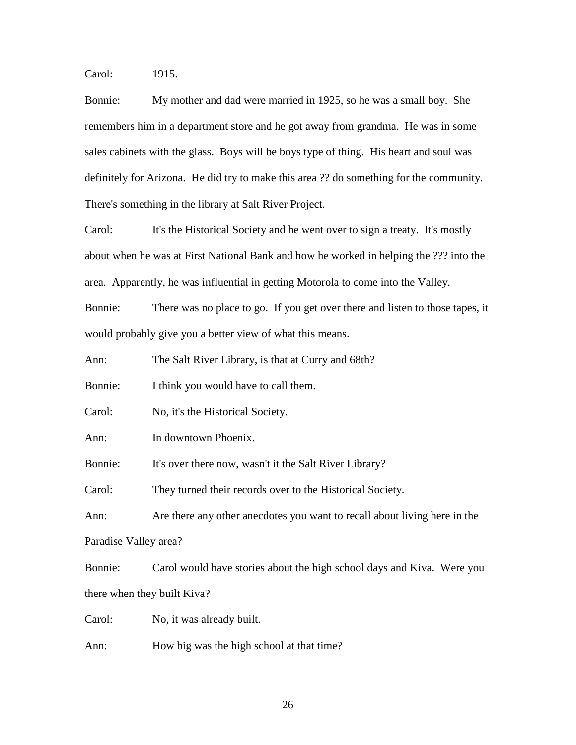Carol: 1915.

Bonnie: My mother and dad were married in 1925, so he was a small boy. She remembers him in a department store and he got away from grandma. He was in some sales cabinets with the glass. Boys will be boys type of thing. His heart and soul was definitely for Arizona. He did try to make this area ?? do something for the community. There's something in the library at Salt River Project.

Carol: It's the Historical Society and he went over to sign a treaty. It's mostly about when he was at First National Bank and how he worked in helping the ??? into the area. Apparently, he was influential in getting Motorola to come into the Valley.

Bonnie: There was no place to go. If you get over there and listen to those tapes, it would probably give you a better view of what this means.

Ann: The Salt River Library, is that at Curry and 68th?

Bonnie: I think you would have to call them.

Carol: No, it's the Historical Society.

Ann: In downtown Phoenix.

Bonnie: It's over there now, wasn't it the Salt River Library?

Carol: They turned their records over to the Historical Society.

Ann: Are there any other anecdotes you want to recall about living here in the Paradise Valley area?

Bonnie: Carol would have stories about the high school days and Kiva. Were you there when they built Kiva?

Carol: No, it was already built.

Ann: How big was the high school at that time?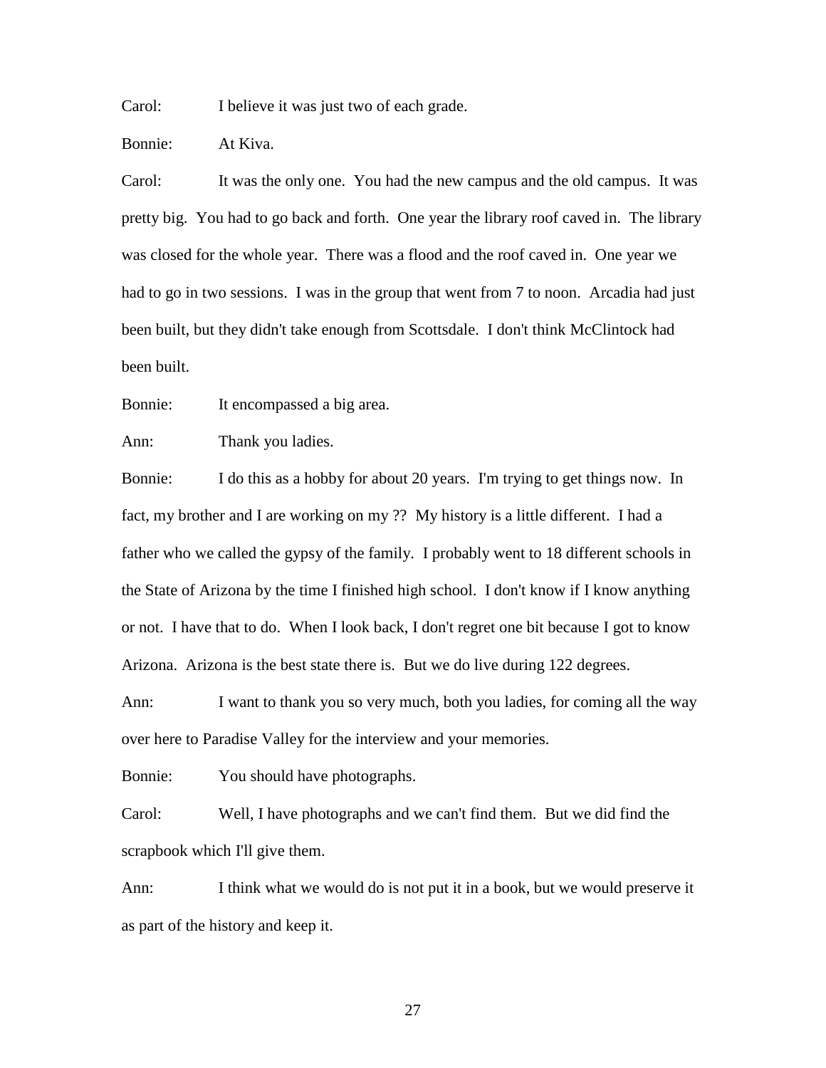Carol: I believe it was just two of each grade.

Bonnie: At Kiva.

Carol: It was the only one. You had the new campus and the old campus. It was pretty big. You had to go back and forth. One year the library roof caved in. The library was closed for the whole year. There was a flood and the roof caved in. One year we had to go in two sessions. I was in the group that went from 7 to noon. Arcadia had just been built, but they didn't take enough from Scottsdale. I don't think McClintock had been built.

Bonnie: It encompassed a big area.

Ann: Thank you ladies.

Bonnie: I do this as a hobby for about 20 years. I'm trying to get things now. In fact, my brother and I are working on my ?? My history is a little different. I had a father who we called the gypsy of the family. I probably went to 18 different schools in the State of Arizona by the time I finished high school. I don't know if I know anything or not. I have that to do. When I look back, I don't regret one bit because I got to know Arizona. Arizona is the best state there is. But we do live during 122 degrees.

Ann: I want to thank you so very much, both you ladies, for coming all the way over here to Paradise Valley for the interview and your memories.

Bonnie: You should have photographs.

Carol: Well, I have photographs and we can't find them. But we did find the scrapbook which I'll give them.

Ann: I think what we would do is not put it in a book, but we would preserve it as part of the history and keep it.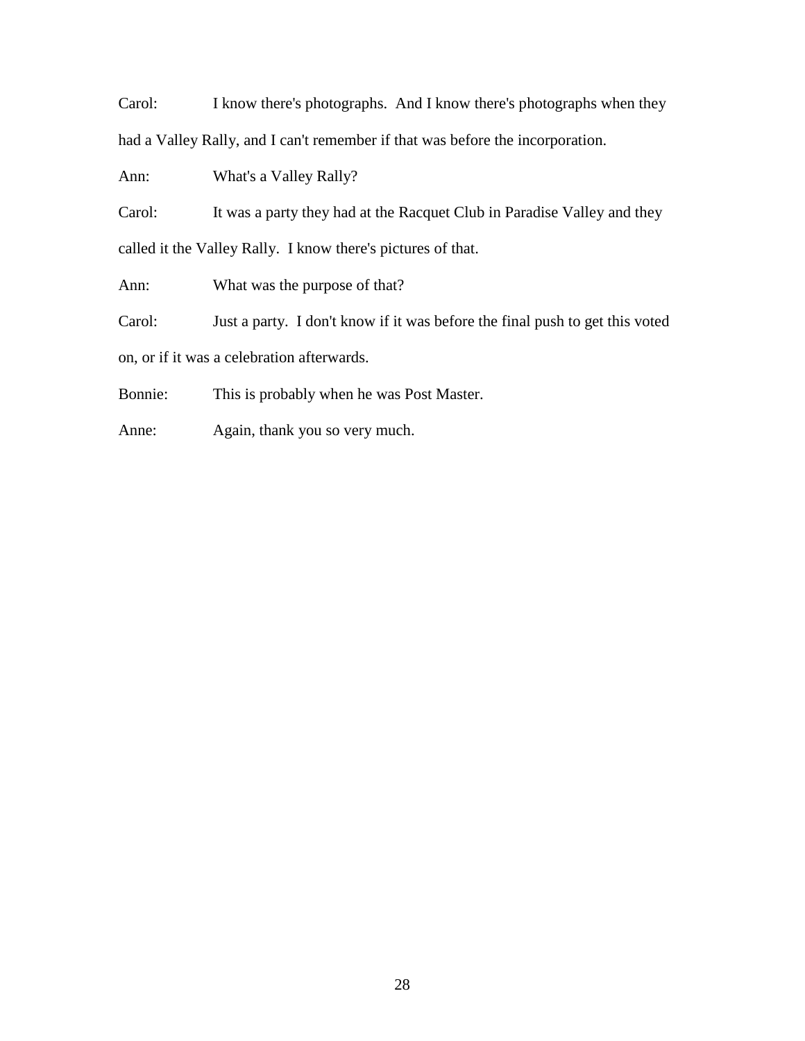Carol: I know there's photographs. And I know there's photographs when they had a Valley Rally, and I can't remember if that was before the incorporation.

Ann: What's a Valley Rally?

Carol: It was a party they had at the Racquet Club in Paradise Valley and they called it the Valley Rally. I know there's pictures of that.

Ann: What was the purpose of that?

Carol: Just a party. I don't know if it was before the final push to get this voted on, or if it was a celebration afterwards.

Bonnie: This is probably when he was Post Master.

Anne: Again, thank you so very much.